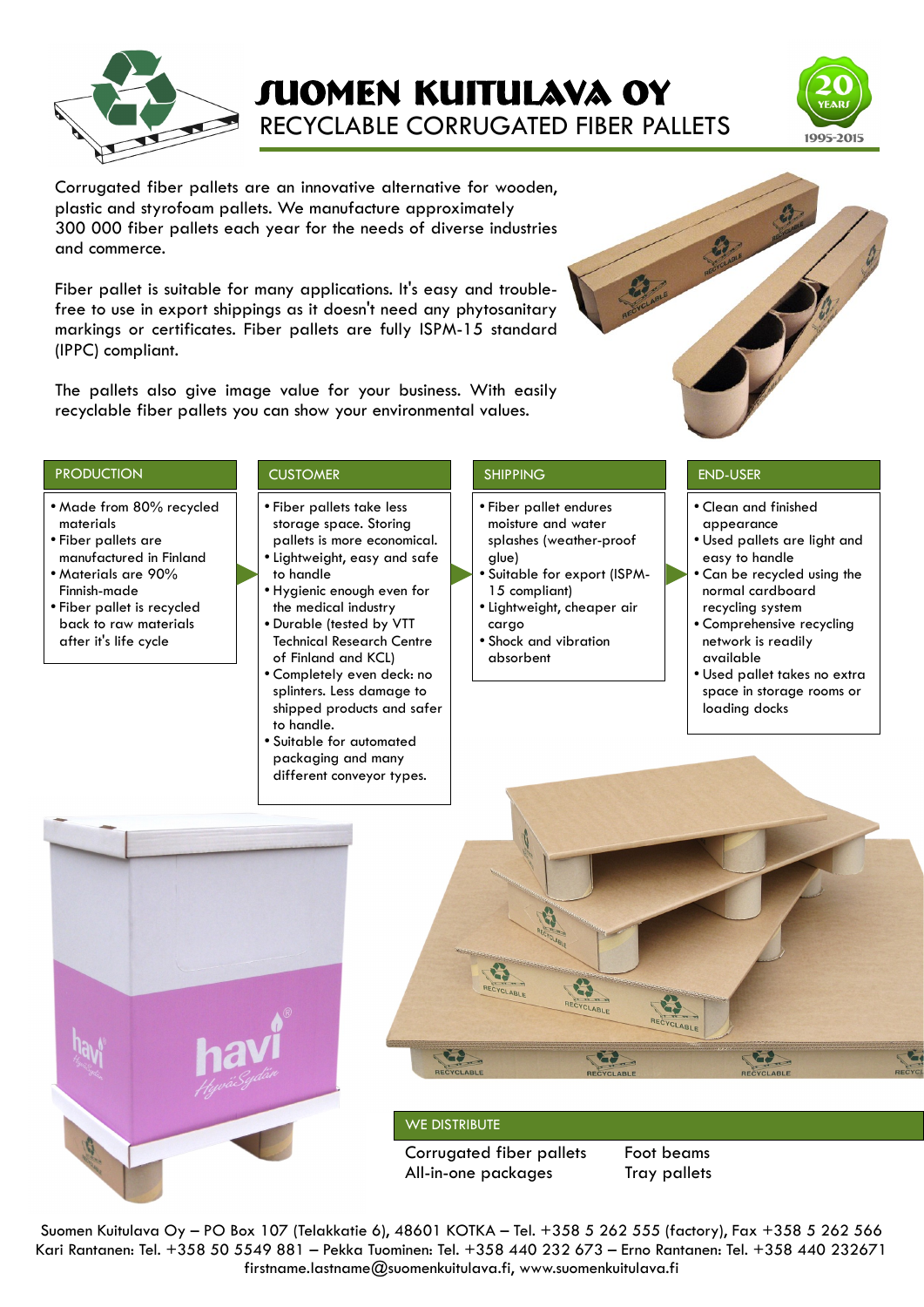# SUOMEN KUITULAVA OY

## RECYCLABLE CORRUGATED FIBER PALLETS

20 YEARS 1995-2015

Corrugated fiber pallets are an innovative alternative for wooden, plastic and styrofoam pallets. We manufacture approximately 300 000 fiber pallets each year for the needs of diverse industries and commerce.

Fiber pallet is suitable for many applications. It's easy and trouble-free to use in export shippings as it doesn't need any phytosanitary markings or certificates. Fiber pallets are fully ISPM-15 standard (IPPC) compliant.

The pallets also give image value for your business. With easily recyclable fiber pallets you can show your environmental values.

### PRODUCTION

- Made from 80% recycled materials
- Fiber pallets are manufactured in Finland
- Materials are 90% Finnish-made
- Fiber pallet is recycled back to raw materials after it's life cycle

### CUSTOMER

- Fiber pallets take less storage space. Storing pallets is more economical.
- Lightweight, easy and safe to handle
- Hygienic enough even for the medical industry
- Durable (tested by VTT Technical Research Centre of Finland and KCL)
- Completely even deck: no splinters. Less damage to shipped products and safer to handle.
- Suitable for automated packaging and many different conveyor types.

### SHIPPING

- Fiber pallet endures moisture and water splashes (weather-proof glue)
- Suitable for export (ISPM-15 compliant)
- Lightweight, cheaper air cargo
- Shock and vibration absorbent

### END-USER

- Clean and finished appearance
- Used pallets are light and easy to handle
- Can be recycled using the normal cardboard recycling system
- Comprehensive recycling network is readily available
- Used pallet takes no extra space in storage rooms or loading docks

### WE DISTRIBUTE

- Corrugated fiber pallets
- All-in-one packages
- Foot beams
- Tray pallets

Suomen Kuitulava Oy – PO Box 107 (Telakkatie 6), 48601 KOTKA – Tel. +358 5 262 555 (factory), Fax +358 5 262 566
Kari Rantanen: Tel. +358 50 5549 881 – Pekka Tuominen: Tel. +358 440 232 673 – Erno Rantanen: Tel. +358 440 232671
firstname.lastname@suomenkuitulava.fi, www.suomenkuitulava.fi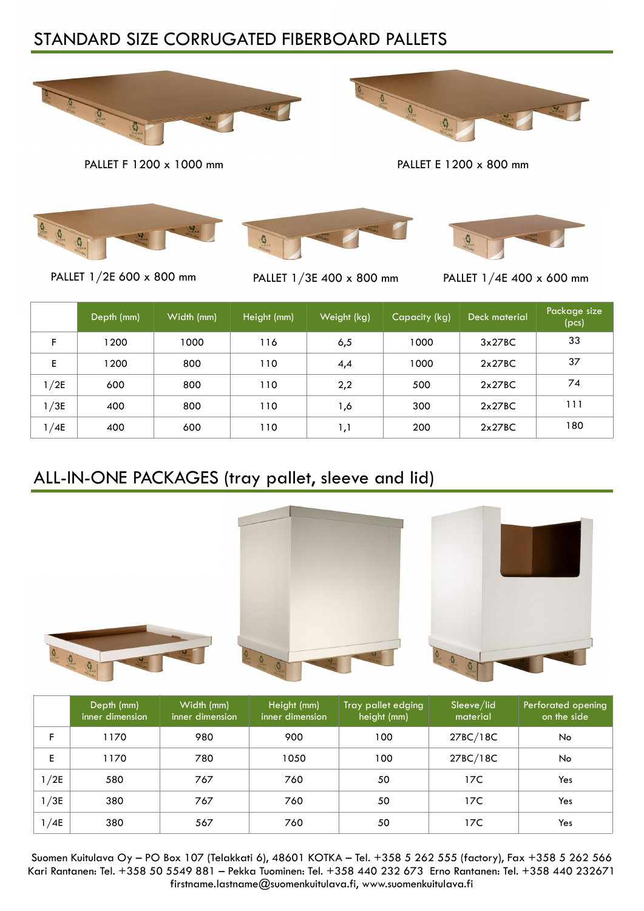# STANDARD SIZE CORRUGATED FIBERBOARD PALLETS

PALLET F 1200 x 1000 mm

PALLET E 1200 x 800 mm

PALLET 1/2E 600 x 800 mm

PALLET 1/3E 400 x 800 mm

PALLET 1/4E 400 x 600 mm

| | Depth (mm) | Width (mm) | Height (mm) | Weight (kg) | Capacity (kg) | Deck material | Package size (pcs) |
|---|---|---|---|---|---|---|---|
| F | 1200 | 1000 | 116 | 6,5 | 1000 | 3x27BC | 33 |
| E | 1200 | 800 | 110 | 4,4 | 1000 | 2x27BC | 37 |
| 1/2E | 600 | 800 | 110 | 2,2 | 500 | 2x27BC | 74 |
| 1/3E | 400 | 800 | 110 | 1,6 | 300 | 2x27BC | 111 |
| 1/4E | 400 | 600 | 110 | 1,1 | 200 | 2x27BC | 180 |

# ALL-IN-ONE PACKAGES (tray pallet, sleeve and lid)

| | Depth (mm) inner dimension | Width (mm) inner dimension | Height (mm) inner dimension | Tray pallet edging height (mm) | Sleeve/lid material | Perforated opening on the side |
|---|---|---|---|---|---|---|
| F | 1170 | 980 | 900 | 100 | 27BC/18C | No |
| E | 1170 | 780 | 1050 | 100 | 27BC/18C | No |
| 1/2E | 580 | 767 | 760 | 50 | 17C | Yes |
| 1/3E | 380 | 767 | 760 | 50 | 17C | Yes |
| 1/4E | 380 | 567 | 760 | 50 | 17C | Yes |

Suomen Kuitulava Oy – PO Box 107 (Telakkati 6), 48601 KOTKA – Tel. +358 5 262 555 (factory), Fax +358 5 262 566
Kari Rantanen: Tel. +358 50 5549 881 – Pekka Tuominen: Tel. +358 440 232 673 Erno Rantanen: Tel. +358 440 232671
firstname.lastname@suomenkuitulava.fi, www.suomenkuitulava.fi